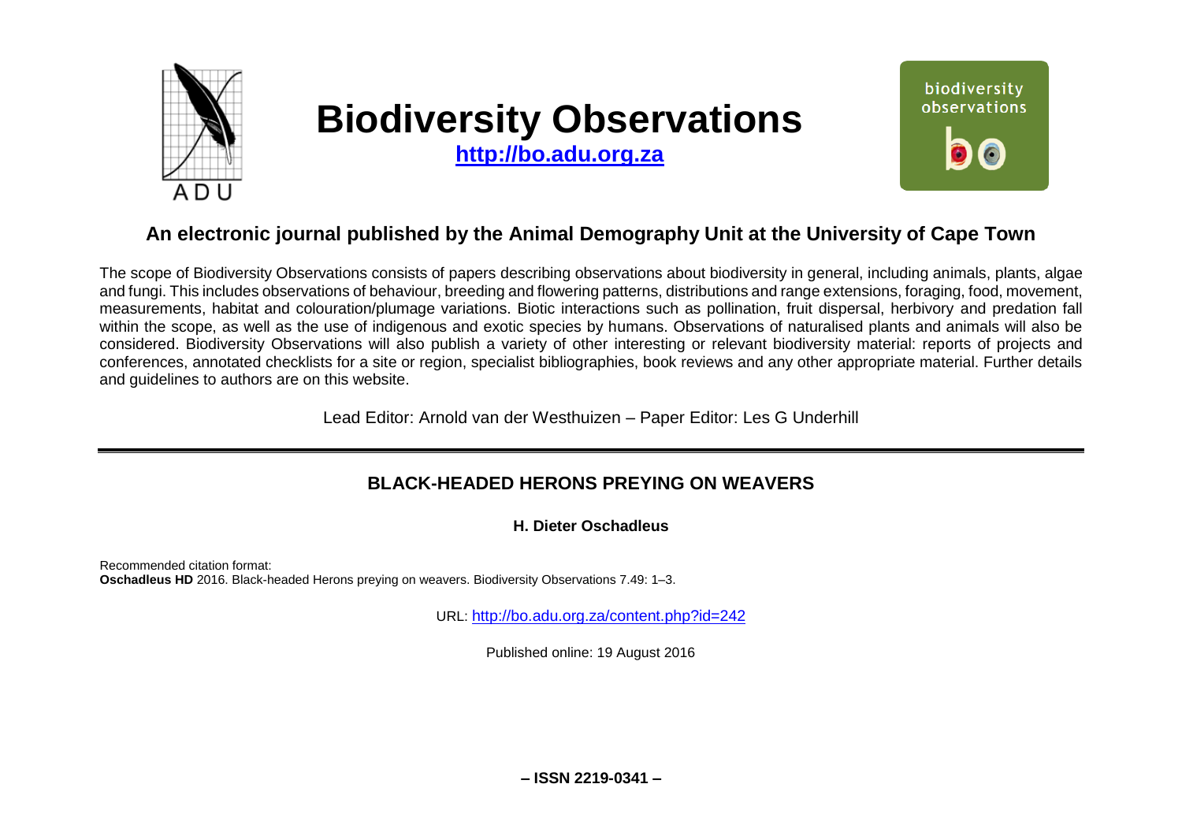# Biodiversity Observations

**http://bo.adu.org.za**

## An electronic journal published by the Animal Demography Unit at the University of Cape Town

The scope of Biodiversity Observations consists of papers describing observations about biodiversity in general, including animals, plants, algae and fungi. This includes observations of behaviour, breeding and flowering patterns, distributions and range extensions, foraging, food, movement, measurements, habitat and colouration/plumage variations. Biotic interactions such as pollination, fruit dispersal, herbivory and predation fall within the scope, as well as the use of indigenous and exotic species by humans. Observations of naturalised plants and animals will also be considered. Biodiversity Observations will also publish a variety of other interesting or relevant biodiversity material: reports of projects and conferences, annotated checklists for a site or region, specialist bibliographies, book reviews and any other appropriate material. Further details and guidelines to authors are on this website.

Lead Editor: Arnold van der Westhuizen – Paper Editor: Les G Underhill

---

## BLACK-HEADED HERONS PREYING ON WEAVERS

**H. Dieter Oschadleus**

Recommended citation format:
**Oschadleus HD** 2016. Black-headed Herons preying on weavers. Biodiversity Observations 7.49: 1–3.

URL: http://bo.adu.org.za/content.php?id=242

Published online: 19 August 2016

**– ISSN 2219-0341 –**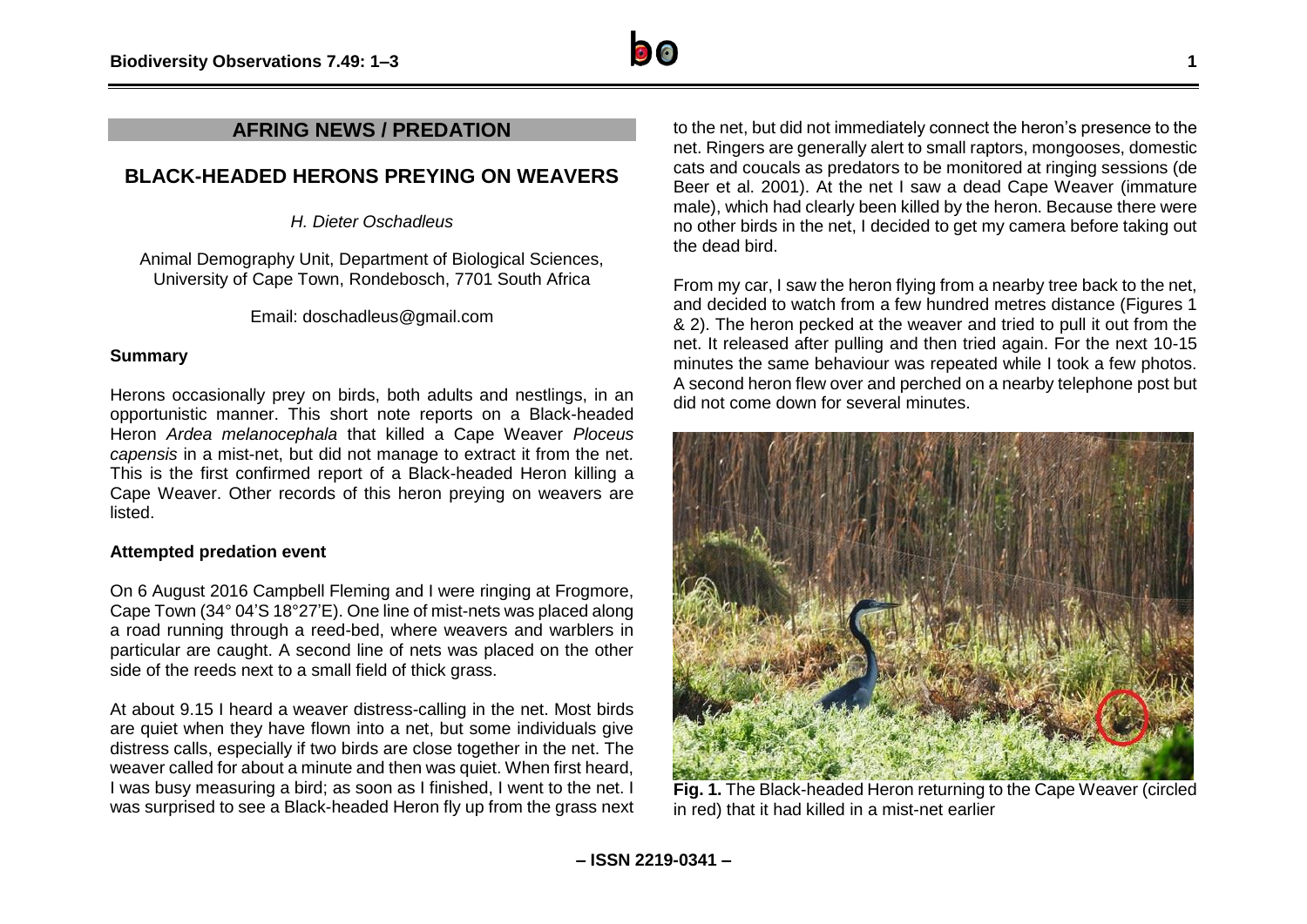## AFRING NEWS / PREDATION

# BLACK-HEADED HERONS PREYING ON WEAVERS

*H. Dieter Oschadleus*

Animal Demography Unit, Department of Biological Sciences, University of Cape Town, Rondebosch, 7701 South Africa

Email: doschadleus@gmail.com

### Summary

Herons occasionally prey on birds, both adults and nestlings, in an opportunistic manner. This short note reports on a Black-headed Heron *Ardea melanocephala* that killed a Cape Weaver *Ploceus capensis* in a mist-net, but did not manage to extract it from the net. This is the first confirmed report of a Black-headed Heron killing a Cape Weaver. Other records of this heron preying on weavers are listed.

### Attempted predation event

On 6 August 2016 Campbell Fleming and I were ringing at Frogmore, Cape Town (34° 04'S 18°27'E). One line of mist-nets was placed along a road running through a reed-bed, where weavers and warblers in particular are caught. A second line of nets was placed on the other side of the reeds next to a small field of thick grass.

At about 9.15 I heard a weaver distress-calling in the net. Most birds are quiet when they have flown into a net, but some individuals give distress calls, especially if two birds are close together in the net. The weaver called for about a minute and then was quiet. When first heard, I was busy measuring a bird; as soon as I finished, I went to the net. I was surprised to see a Black-headed Heron fly up from the grass next to the net, but did not immediately connect the heron's presence to the net. Ringers are generally alert to small raptors, mongooses, domestic cats and coucals as predators to be monitored at ringing sessions (de Beer et al. 2001). At the net I saw a dead Cape Weaver (immature male), which had clearly been killed by the heron. Because there were no other birds in the net, I decided to get my camera before taking out the dead bird.

From my car, I saw the heron flying from a nearby tree back to the net, and decided to watch from a few hundred metres distance (Figures 1 & 2). The heron pecked at the weaver and tried to pull it out from the net. It released after pulling and then tried again. For the next 10-15 minutes the same behaviour was repeated while I took a few photos. A second heron flew over and perched on a nearby telephone post but did not come down for several minutes.

**Fig. 1.** The Black-headed Heron returning to the Cape Weaver (circled in red) that it had killed in a mist-net earlier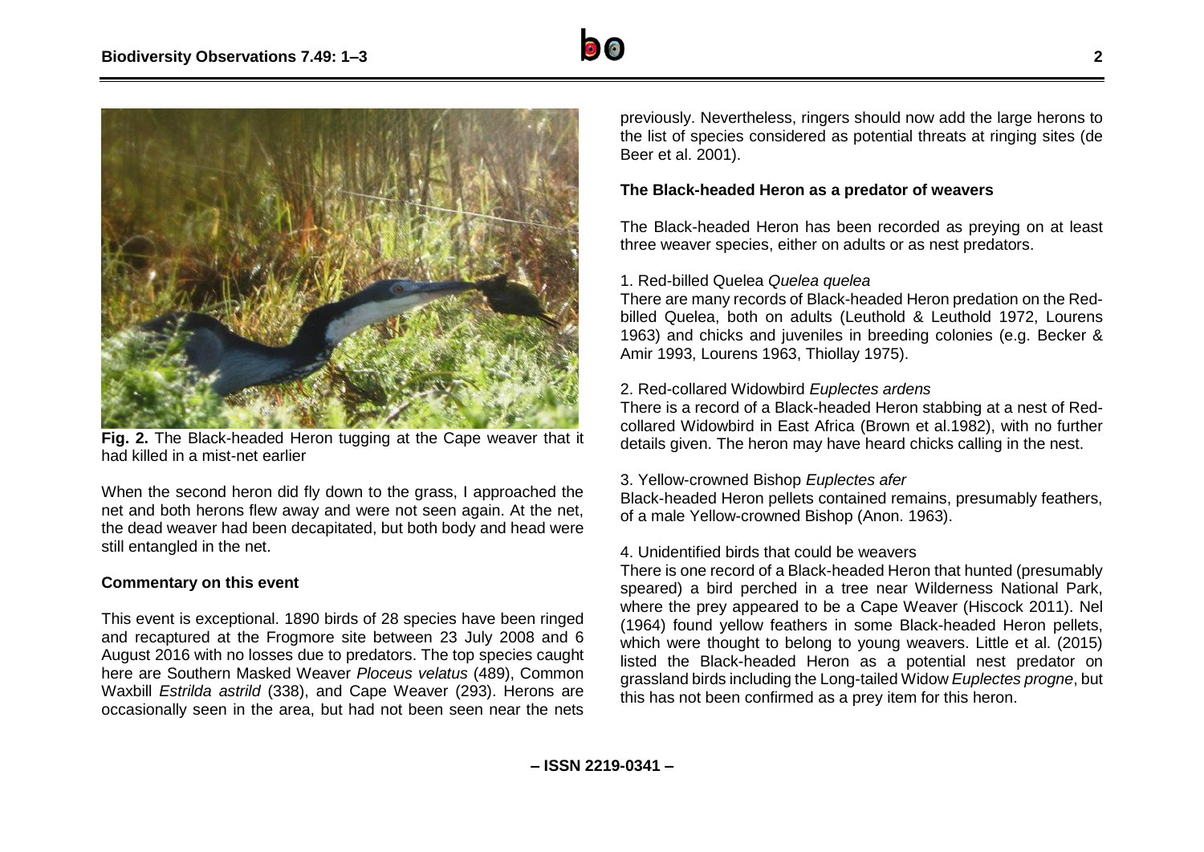**Fig. 2.** The Black-headed Heron tugging at the Cape weaver that it had killed in a mist-net earlier

When the second heron did fly down to the grass, I approached the net and both herons flew away and were not seen again. At the net, the dead weaver had been decapitated, but both body and head were still entangled in the net.

### Commentary on this event

This event is exceptional. 1890 birds of 28 species have been ringed and recaptured at the Frogmore site between 23 July 2008 and 6 August 2016 with no losses due to predators. The top species caught here are Southern Masked Weaver *Ploceus velatus* (489), Common Waxbill *Estrilda astrild* (338), and Cape Weaver (293). Herons are occasionally seen in the area, but had not been seen near the nets previously. Nevertheless, ringers should now add the large herons to the list of species considered as potential threats at ringing sites (de Beer et al. 2001).

### The Black-headed Heron as a predator of weavers

The Black-headed Heron has been recorded as preying on at least three weaver species, either on adults or as nest predators.

1. Red-billed Quelea *Quelea quelea*

There are many records of Black-headed Heron predation on the Red-billed Quelea, both on adults (Leuthold & Leuthold 1972, Lourens 1963) and chicks and juveniles in breeding colonies (e.g. Becker & Amir 1993, Lourens 1963, Thiollay 1975).

2. Red-collared Widowbird *Euplectes ardens*

There is a record of a Black-headed Heron stabbing at a nest of Red-collared Widowbird in East Africa (Brown et al.1982), with no further details given. The heron may have heard chicks calling in the nest.

3. Yellow-crowned Bishop *Euplectes afer*

Black-headed Heron pellets contained remains, presumably feathers, of a male Yellow-crowned Bishop (Anon. 1963).

4. Unidentified birds that could be weavers

There is one record of a Black-headed Heron that hunted (presumably speared) a bird perched in a tree near Wilderness National Park, where the prey appeared to be a Cape Weaver (Hiscock 2011). Nel (1964) found yellow feathers in some Black-headed Heron pellets, which were thought to belong to young weavers. Little et al. (2015) listed the Black-headed Heron as a potential nest predator on grassland birds including the Long-tailed Widow *Euplectes progne*, but this has not been confirmed as a prey item for this heron.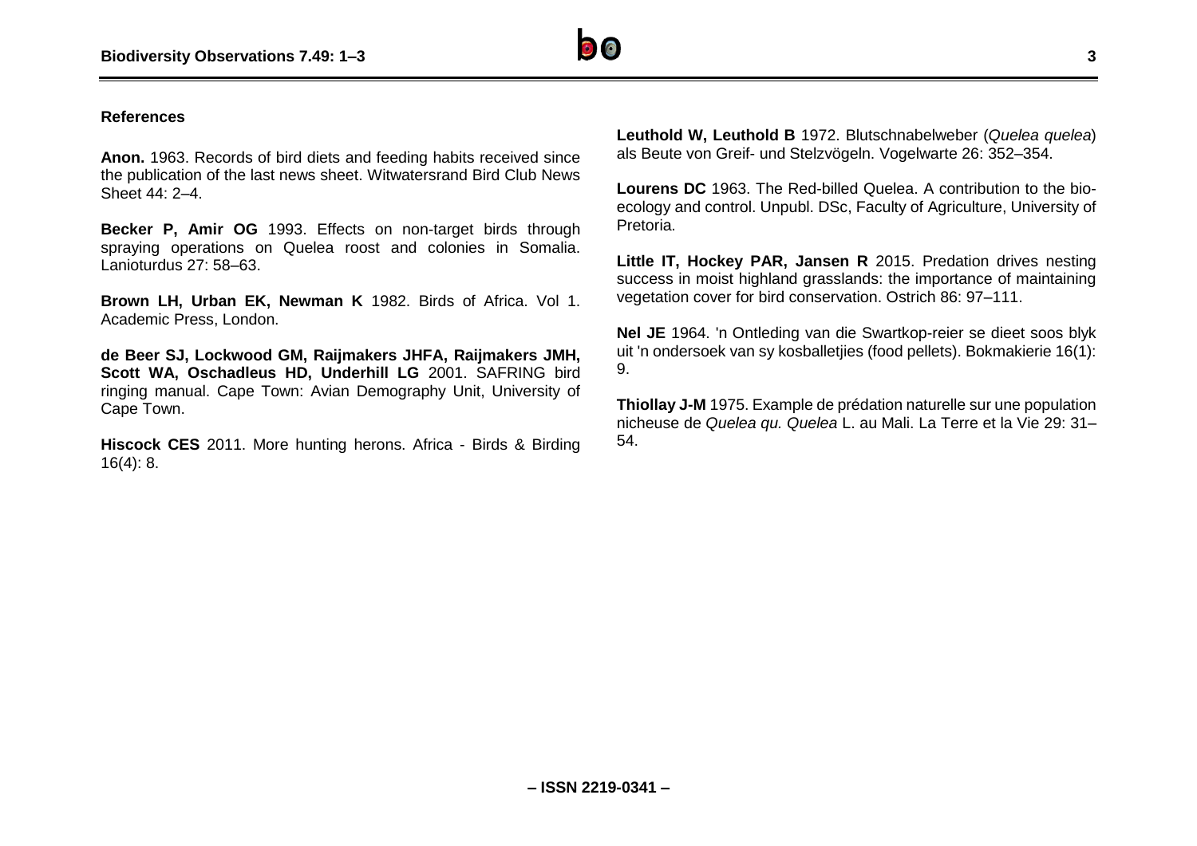## References

**Anon.** 1963. Records of bird diets and feeding habits received since the publication of the last news sheet. Witwatersrand Bird Club News Sheet 44: 2–4.

**Becker P, Amir OG** 1993. Effects on non-target birds through spraying operations on Quelea roost and colonies in Somalia. Lanioturdus 27: 58–63.

**Brown LH, Urban EK, Newman K** 1982. Birds of Africa. Vol 1. Academic Press, London.

**de Beer SJ, Lockwood GM, Raijmakers JHFA, Raijmakers JMH, Scott WA, Oschadleus HD, Underhill LG** 2001. SAFRING bird ringing manual. Cape Town: Avian Demography Unit, University of Cape Town.

**Hiscock CES** 2011. More hunting herons. Africa - Birds & Birding 16(4): 8.

**Leuthold W, Leuthold B** 1972. Blutschnabelweber (*Quelea quelea*) als Beute von Greif- und Stelzvögeln. Vogelwarte 26: 352–354.

**Lourens DC** 1963. The Red-billed Quelea. A contribution to the bio-ecology and control. Unpubl. DSc, Faculty of Agriculture, University of Pretoria.

**Little IT, Hockey PAR, Jansen R** 2015. Predation drives nesting success in moist highland grasslands: the importance of maintaining vegetation cover for bird conservation. Ostrich 86: 97–111.

**Nel JE** 1964. 'n Ontleding van die Swartkop-reier se dieet soos blyk uit 'n ondersoek van sy kosballetjies (food pellets). Bokmakierie 16(1): 9.

**Thiollay J-M** 1975. Example de prédation naturelle sur une population nicheuse de *Quelea qu. Quelea* L. au Mali. La Terre et la Vie 29: 31–54.